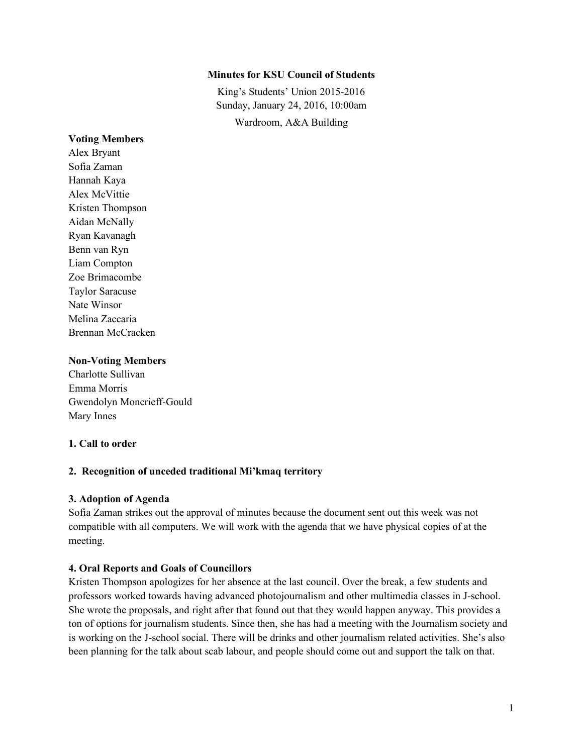**Minutes for KSU Council of Students**

King's Students' Union 2015-2016
Sunday, January 24, 2016, 10:00am
Wardroom, A&A Building

**Voting Members**
Alex Bryant
Sofia Zaman
Hannah Kaya
Alex McVittie
Kristen Thompson
Aidan McNally
Ryan Kavanagh
Benn van Ryn
Liam Compton
Zoe Brimacombe
Taylor Saracuse
Nate Winsor
Melina Zaccaria
Brennan McCracken

**Non-Voting Members**
Charlotte Sullivan
Emma Morris
Gwendolyn Moncrieff-Gould
Mary Innes

**1. Call to order**

**2. Recognition of unceded traditional Mi'kmaq territory**

**3. Adoption of Agenda**

Sofia Zaman strikes out the approval of minutes because the document sent out this week was not compatible with all computers. We will work with the agenda that we have physical copies of at the meeting.

**4. Oral Reports and Goals of Councillors**

Kristen Thompson apologizes for her absence at the last council. Over the break, a few students and professors worked towards having advanced photojournalism and other multimedia classes in J-school. She wrote the proposals, and right after that found out that they would happen anyway. This provides a ton of options for journalism students. Since then, she has had a meeting with the Journalism society and is working on the J-school social. There will be drinks and other journalism related activities. She's also been planning for the talk about scab labour, and people should come out and support the talk on that.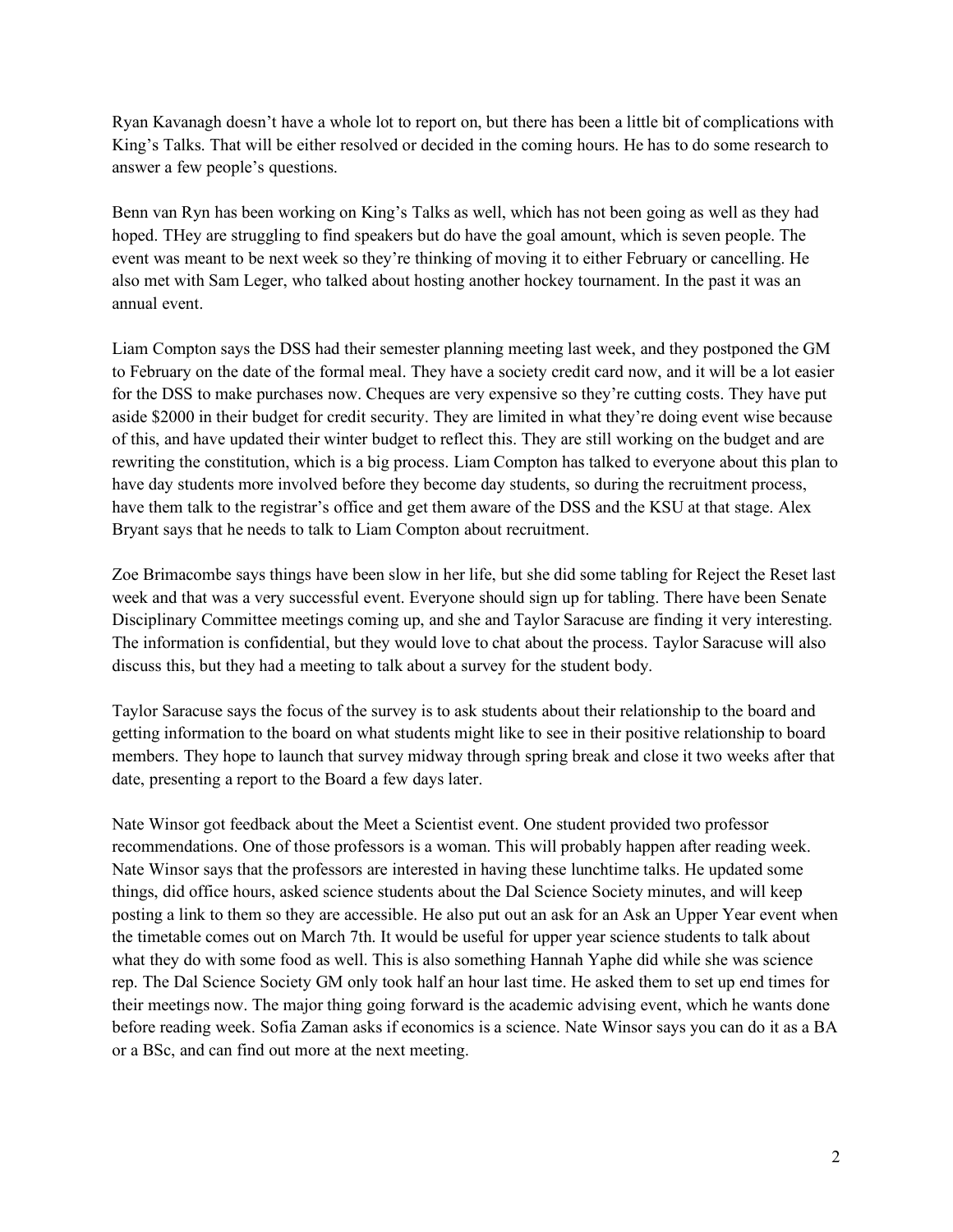Ryan Kavanagh doesn't have a whole lot to report on, but there has been a little bit of complications with King's Talks. That will be either resolved or decided in the coming hours. He has to do some research to answer a few people's questions.

Benn van Ryn has been working on King's Talks as well, which has not been going as well as they had hoped. THey are struggling to find speakers but do have the goal amount, which is seven people. The event was meant to be next week so they're thinking of moving it to either February or cancelling. He also met with Sam Leger, who talked about hosting another hockey tournament. In the past it was an annual event.

Liam Compton says the DSS had their semester planning meeting last week, and they postponed the GM to February on the date of the formal meal. They have a society credit card now, and it will be a lot easier for the DSS to make purchases now. Cheques are very expensive so they're cutting costs. They have put aside $2000 in their budget for credit security. They are limited in what they're doing event wise because of this, and have updated their winter budget to reflect this. They are still working on the budget and are rewriting the constitution, which is a big process. Liam Compton has talked to everyone about this plan to have day students more involved before they become day students, so during the recruitment process, have them talk to the registrar's office and get them aware of the DSS and the KSU at that stage. Alex Bryant says that he needs to talk to Liam Compton about recruitment.

Zoe Brimacombe says things have been slow in her life, but she did some tabling for Reject the Reset last week and that was a very successful event. Everyone should sign up for tabling. There have been Senate Disciplinary Committee meetings coming up, and she and Taylor Saracuse are finding it very interesting. The information is confidential, but they would love to chat about the process. Taylor Saracuse will also discuss this, but they had a meeting to talk about a survey for the student body.

Taylor Saracuse says the focus of the survey is to ask students about their relationship to the board and getting information to the board on what students might like to see in their positive relationship to board members. They hope to launch that survey midway through spring break and close it two weeks after that date, presenting a report to the Board a few days later.

Nate Winsor got feedback about the Meet a Scientist event. One student provided two professor recommendations. One of those professors is a woman. This will probably happen after reading week. Nate Winsor says that the professors are interested in having these lunchtime talks. He updated some things, did office hours, asked science students about the Dal Science Society minutes, and will keep posting a link to them so they are accessible. He also put out an ask for an Ask an Upper Year event when the timetable comes out on March 7th. It would be useful for upper year science students to talk about what they do with some food as well. This is also something Hannah Yaphe did while she was science rep. The Dal Science Society GM only took half an hour last time. He asked them to set up end times for their meetings now. The major thing going forward is the academic advising event, which he wants done before reading week. Sofia Zaman asks if economics is a science. Nate Winsor says you can do it as a BA or a BSc, and can find out more at the next meeting.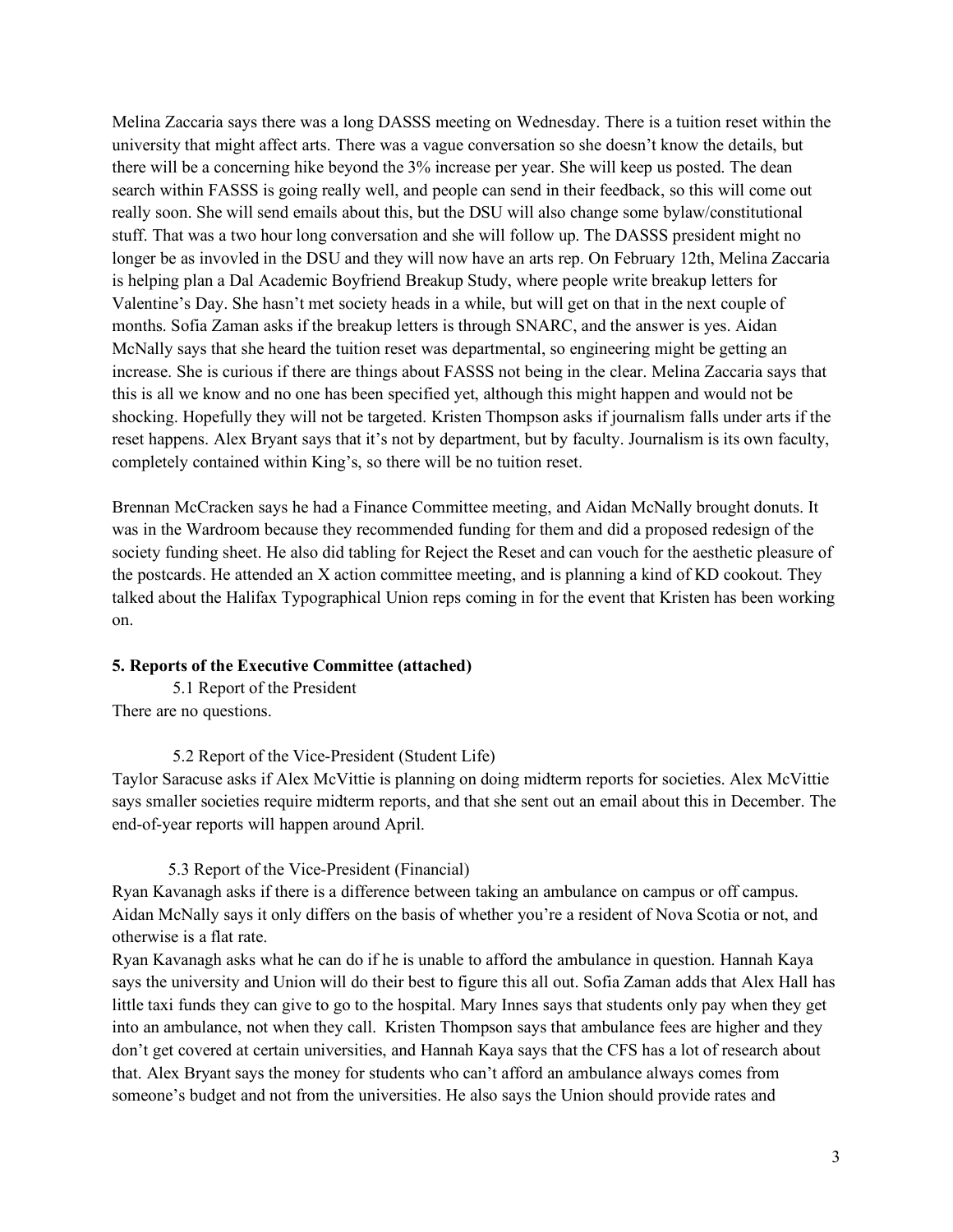Melina Zaccaria says there was a long DASSS meeting on Wednesday. There is a tuition reset within the university that might affect arts. There was a vague conversation so she doesn't know the details, but there will be a concerning hike beyond the 3% increase per year. She will keep us posted. The dean search within FASSS is going really well, and people can send in their feedback, so this will come out really soon. She will send emails about this, but the DSU will also change some bylaw/constitutional stuff. That was a two hour long conversation and she will follow up. The DASSS president might no longer be as invovled in the DSU and they will now have an arts rep. On February 12th, Melina Zaccaria is helping plan a Dal Academic Boyfriend Breakup Study, where people write breakup letters for Valentine's Day. She hasn't met society heads in a while, but will get on that in the next couple of months. Sofia Zaman asks if the breakup letters is through SNARC, and the answer is yes. Aidan McNally says that she heard the tuition reset was departmental, so engineering might be getting an increase. She is curious if there are things about FASSS not being in the clear. Melina Zaccaria says that this is all we know and no one has been specified yet, although this might happen and would not be shocking. Hopefully they will not be targeted. Kristen Thompson asks if journalism falls under arts if the reset happens. Alex Bryant says that it's not by department, but by faculty. Journalism is its own faculty, completely contained within King's, so there will be no tuition reset.

Brennan McCracken says he had a Finance Committee meeting, and Aidan McNally brought donuts. It was in the Wardroom because they recommended funding for them and did a proposed redesign of the society funding sheet. He also did tabling for Reject the Reset and can vouch for the aesthetic pleasure of the postcards. He attended an X action committee meeting, and is planning a kind of KD cookout. They talked about the Halifax Typographical Union reps coming in for the event that Kristen has been working on.

**5. Reports of the Executive Committee (attached)**

5.1 Report of the President

There are no questions.

5.2 Report of the Vice-President (Student Life)

Taylor Saracuse asks if Alex McVittie is planning on doing midterm reports for societies. Alex McVittie says smaller societies require midterm reports, and that she sent out an email about this in December. The end-of-year reports will happen around April.

5.3 Report of the Vice-President (Financial)

Ryan Kavanagh asks if there is a difference between taking an ambulance on campus or off campus. Aidan McNally says it only differs on the basis of whether you're a resident of Nova Scotia or not, and otherwise is a flat rate.

Ryan Kavanagh asks what he can do if he is unable to afford the ambulance in question. Hannah Kaya says the university and Union will do their best to figure this all out. Sofia Zaman adds that Alex Hall has little taxi funds they can give to go to the hospital. Mary Innes says that students only pay when they get into an ambulance, not when they call. Kristen Thompson says that ambulance fees are higher and they don't get covered at certain universities, and Hannah Kaya says that the CFS has a lot of research about that. Alex Bryant says the money for students who can't afford an ambulance always comes from someone's budget and not from the universities. He also says the Union should provide rates and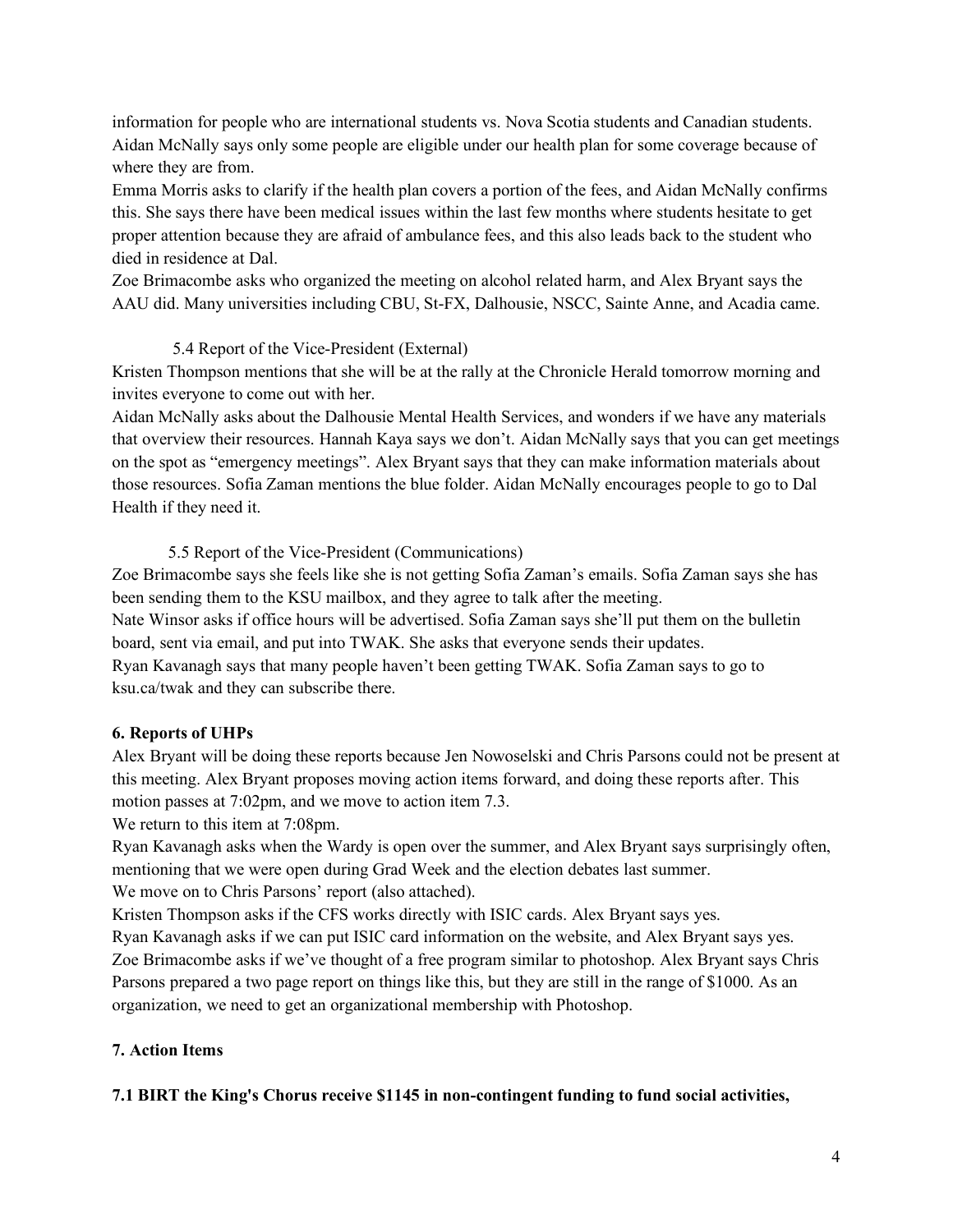information for people who are international students vs. Nova Scotia students and Canadian students. Aidan McNally says only some people are eligible under our health plan for some coverage because of where they are from.

Emma Morris asks to clarify if the health plan covers a portion of the fees, and Aidan McNally confirms this. She says there have been medical issues within the last few months where students hesitate to get proper attention because they are afraid of ambulance fees, and this also leads back to the student who died in residence at Dal.

Zoe Brimacombe asks who organized the meeting on alcohol related harm, and Alex Bryant says the AAU did. Many universities including CBU, St-FX, Dalhousie, NSCC, Sainte Anne, and Acadia came.

5.4 Report of the Vice-President (External)

Kristen Thompson mentions that she will be at the rally at the Chronicle Herald tomorrow morning and invites everyone to come out with her.

Aidan McNally asks about the Dalhousie Mental Health Services, and wonders if we have any materials that overview their resources. Hannah Kaya says we don't. Aidan McNally says that you can get meetings on the spot as "emergency meetings". Alex Bryant says that they can make information materials about those resources. Sofia Zaman mentions the blue folder. Aidan McNally encourages people to go to Dal Health if they need it.

5.5 Report of the Vice-President (Communications)

Zoe Brimacombe says she feels like she is not getting Sofia Zaman's emails. Sofia Zaman says she has been sending them to the KSU mailbox, and they agree to talk after the meeting.

Nate Winsor asks if office hours will be advertised. Sofia Zaman says she'll put them on the bulletin board, sent via email, and put into TWAK. She asks that everyone sends their updates.

Ryan Kavanagh says that many people haven't been getting TWAK. Sofia Zaman says to go to ksu.ca/twak and they can subscribe there.

**6. Reports of UHPs**

Alex Bryant will be doing these reports because Jen Nowoselski and Chris Parsons could not be present at this meeting. Alex Bryant proposes moving action items forward, and doing these reports after. This motion passes at 7:02pm, and we move to action item 7.3.

We return to this item at 7:08pm.

Ryan Kavanagh asks when the Wardy is open over the summer, and Alex Bryant says surprisingly often, mentioning that we were open during Grad Week and the election debates last summer.

We move on to Chris Parsons' report (also attached).

Kristen Thompson asks if the CFS works directly with ISIC cards. Alex Bryant says yes.

Ryan Kavanagh asks if we can put ISIC card information on the website, and Alex Bryant says yes.

Zoe Brimacombe asks if we've thought of a free program similar to photoshop. Alex Bryant says Chris Parsons prepared a two page report on things like this, but they are still in the range of $1000. As an organization, we need to get an organizational membership with Photoshop.

**7. Action Items**

**7.1 BIRT the King's Chorus receive $1145 in non-contingent funding to fund social activities,**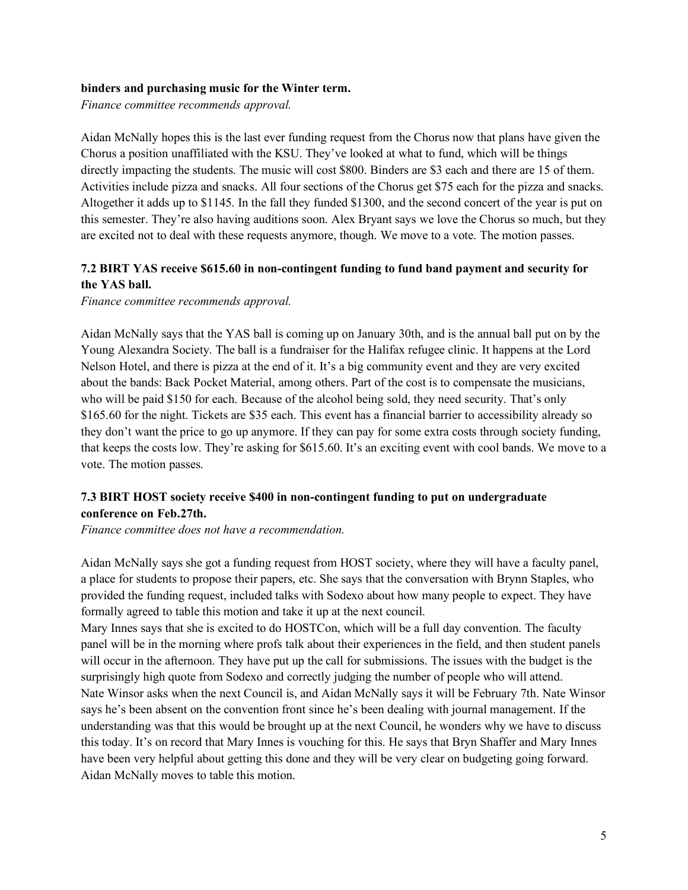**binders and purchasing music for the Winter term.**

*Finance committee recommends approval.*

Aidan McNally hopes this is the last ever funding request from the Chorus now that plans have given the Chorus a position unaffiliated with the KSU. They've looked at what to fund, which will be things directly impacting the students. The music will cost $800. Binders are $3 each and there are 15 of them. Activities include pizza and snacks. All four sections of the Chorus get $75 each for the pizza and snacks. Altogether it adds up to $1145. In the fall they funded $1300, and the second concert of the year is put on this semester. They're also having auditions soon. Alex Bryant says we love the Chorus so much, but they are excited not to deal with these requests anymore, though. We move to a vote. The motion passes.

### 7.2 BIRT YAS receive $615.60 in non-contingent funding to fund band payment and security for the YAS ball.

*Finance committee recommends approval.*

Aidan McNally says that the YAS ball is coming up on January 30th, and is the annual ball put on by the Young Alexandra Society. The ball is a fundraiser for the Halifax refugee clinic. It happens at the Lord Nelson Hotel, and there is pizza at the end of it. It's a big community event and they are very excited about the bands: Back Pocket Material, among others. Part of the cost is to compensate the musicians, who will be paid $150 for each. Because of the alcohol being sold, they need security. That's only $165.60 for the night. Tickets are $35 each. This event has a financial barrier to accessibility already so they don't want the price to go up anymore. If they can pay for some extra costs through society funding, that keeps the costs low. They're asking for $615.60. It's an exciting event with cool bands. We move to a vote. The motion passes.

### 7.3 BIRT HOST society receive $400 in non-contingent funding to put on undergraduate conference on Feb.27th.

*Finance committee does not have a recommendation.*

Aidan McNally says she got a funding request from HOST society, where they will have a faculty panel, a place for students to propose their papers, etc. She says that the conversation with Brynn Staples, who provided the funding request, included talks with Sodexo about how many people to expect. They have formally agreed to table this motion and take it up at the next council.

Mary Innes says that she is excited to do HOSTCon, which will be a full day convention. The faculty panel will be in the morning where profs talk about their experiences in the field, and then student panels will occur in the afternoon. They have put up the call for submissions. The issues with the budget is the surprisingly high quote from Sodexo and correctly judging the number of people who will attend.

Nate Winsor asks when the next Council is, and Aidan McNally says it will be February 7th. Nate Winsor says he's been absent on the convention front since he's been dealing with journal management. If the understanding was that this would be brought up at the next Council, he wonders why we have to discuss this today. It's on record that Mary Innes is vouching for this. He says that Bryn Shaffer and Mary Innes have been very helpful about getting this done and they will be very clear on budgeting going forward. Aidan McNally moves to table this motion.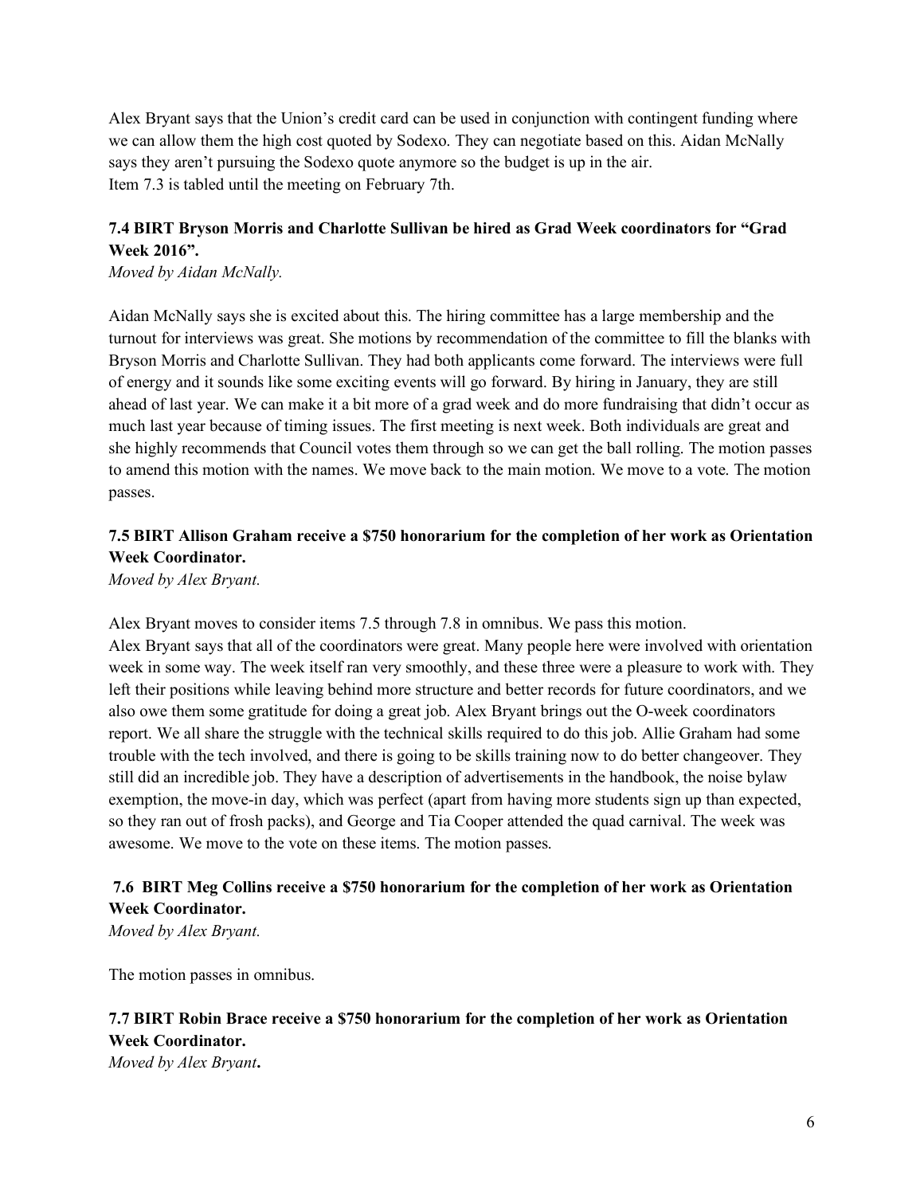Alex Bryant says that the Union's credit card can be used in conjunction with contingent funding where we can allow them the high cost quoted by Sodexo. They can negotiate based on this. Aidan McNally says they aren't pursuing the Sodexo quote anymore so the budget is up in the air.
Item 7.3 is tabled until the meeting on February 7th.

**7.4 BIRT Bryson Morris and Charlotte Sullivan be hired as Grad Week coordinators for "Grad Week 2016".**
*Moved by Aidan McNally.*

Aidan McNally says she is excited about this. The hiring committee has a large membership and the turnout for interviews was great. She motions by recommendation of the committee to fill the blanks with Bryson Morris and Charlotte Sullivan. They had both applicants come forward. The interviews were full of energy and it sounds like some exciting events will go forward. By hiring in January, they are still ahead of last year. We can make it a bit more of a grad week and do more fundraising that didn't occur as much last year because of timing issues. The first meeting is next week. Both individuals are great and she highly recommends that Council votes them through so we can get the ball rolling. The motion passes to amend this motion with the names. We move back to the main motion. We move to a vote. The motion passes.

**7.5 BIRT Allison Graham receive a $750 honorarium for the completion of her work as Orientation Week Coordinator.**
*Moved by Alex Bryant.*

Alex Bryant moves to consider items 7.5 through 7.8 in omnibus. We pass this motion.
Alex Bryant says that all of the coordinators were great. Many people here were involved with orientation week in some way. The week itself ran very smoothly, and these three were a pleasure to work with. They left their positions while leaving behind more structure and better records for future coordinators, and we also owe them some gratitude for doing a great job. Alex Bryant brings out the O-week coordinators report. We all share the struggle with the technical skills required to do this job. Allie Graham had some trouble with the tech involved, and there is going to be skills training now to do better changeover. They still did an incredible job. They have a description of advertisements in the handbook, the noise bylaw exemption, the move-in day, which was perfect (apart from having more students sign up than expected, so they ran out of frosh packs), and George and Tia Cooper attended the quad carnival. The week was awesome. We move to the vote on these items. The motion passes.

**7.6 BIRT Meg Collins receive a $750 honorarium for the completion of her work as Orientation Week Coordinator.**
*Moved by Alex Bryant.*

The motion passes in omnibus.

**7.7 BIRT Robin Brace receive a $750 honorarium for the completion of her work as Orientation Week Coordinator.**
*Moved by Alex Bryant***.**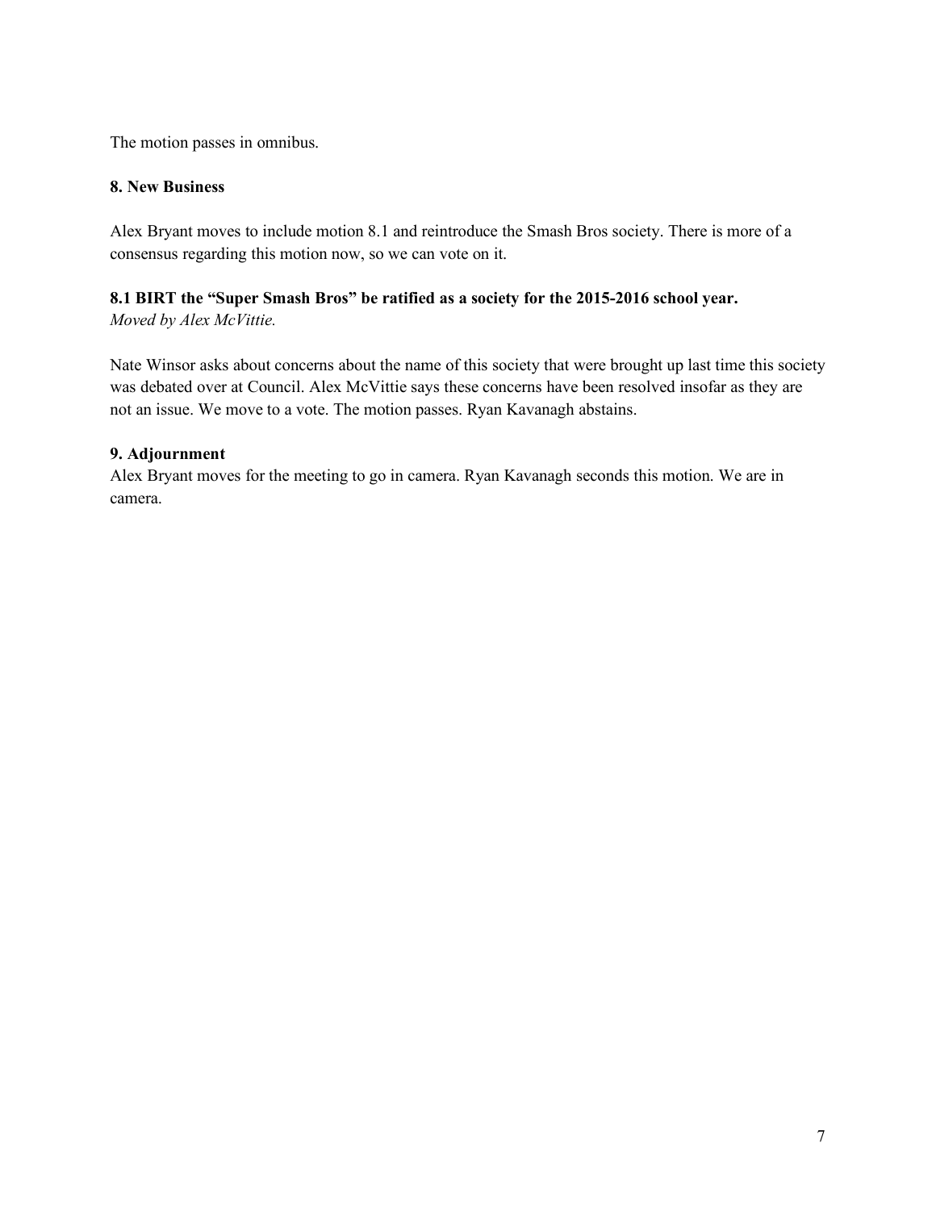The motion passes in omnibus.

### 8. New Business

Alex Bryant moves to include motion 8.1 and reintroduce the Smash Bros society. There is more of a consensus regarding this motion now, so we can vote on it.

**8.1 BIRT the "Super Smash Bros" be ratified as a society for the 2015-2016 school year.**
*Moved by Alex McVittie.*

Nate Winsor asks about concerns about the name of this society that were brought up last time this society was debated over at Council. Alex McVittie says these concerns have been resolved insofar as they are not an issue. We move to a vote. The motion passes. Ryan Kavanagh abstains.

### 9. Adjournment

Alex Bryant moves for the meeting to go in camera. Ryan Kavanagh seconds this motion. We are in camera.